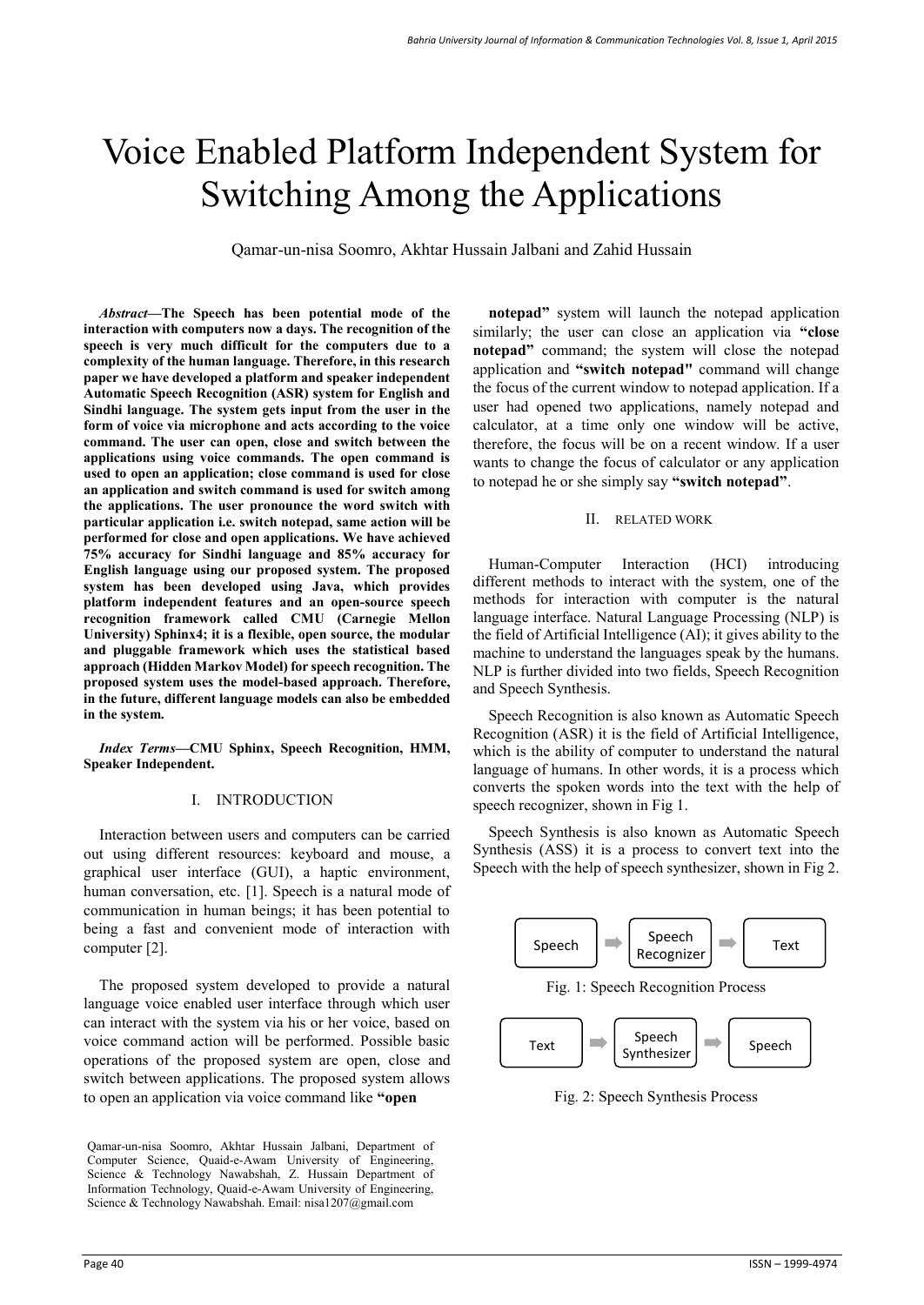# Voice Enabled Platform Independent System for Switching Among the Applications

Qamar-un-nisa Soomro, Akhtar Hussain Jalbani and Zahid Hussain

***Abstract*—The Speech has been potential mode of the interaction with computers now a days. The recognition of the speech is very much difficult for the computers due to a complexity of the human language. Therefore, in this research paper we have developed a platform and speaker independent Automatic Speech Recognition (ASR) system for English and Sindhi language. The system gets input from the user in the form of voice via microphone and acts according to the voice command. The user can open, close and switch between the applications using voice commands. The open command is used to open an application; close command is used for close an application and switch command is used for switch among the applications. The user pronounce the word switch with particular application i.e. switch notepad, same action will be performed for close and open applications. We have achieved 75% accuracy for Sindhi language and 85% accuracy for English language using our proposed system. The proposed system has been developed using Java, which provides platform independent features and an open-source speech recognition framework called CMU (Carnegie Mellon University) Sphinx4; it is a flexible, open source, the modular and pluggable framework which uses the statistical based approach (Hidden Markov Model) for speech recognition. The proposed system uses the model-based approach. Therefore, in the future, different language models can also be embedded in the system.**

***Index Terms*—CMU Sphinx, Speech Recognition, HMM, Speaker Independent.**

## I. INTRODUCTION

Interaction between users and computers can be carried out using different resources: keyboard and mouse, a graphical user interface (GUI), a haptic environment, human conversation, etc. [1]. Speech is a natural mode of communication in human beings; it has been potential to being a fast and convenient mode of interaction with computer [2].

The proposed system developed to provide a natural language voice enabled user interface through which user can interact with the system via his or her voice, based on voice command action will be performed. Possible basic operations of the proposed system are open, close and switch between applications. The proposed system allows to open an application via voice command like **"open notepad"** system will launch the notepad application similarly; the user can close an application via **"close notepad"** command; the system will close the notepad application and **"switch notepad"** command will change the focus of the current window to notepad application. If a user had opened two applications, namely notepad and calculator, at a time only one window will be active, therefore, the focus will be on a recent window. If a user wants to change the focus of calculator or any application to notepad he or she simply say **"switch notepad"**.

Qamar-un-nisa Soomro, Akhtar Hussain Jalbani, Department of Computer Science, Quaid-e-Awam University of Engineering, Science & Technology Nawabshah, Z. Hussain Department of Information Technology, Quaid-e-Awam University of Engineering, Science & Technology Nawabshah. Email: nisa1207@gmail.com

## II. RELATED WORK

Human-Computer Interaction (HCI) introducing different methods to interact with the system, one of the methods for interaction with computer is the natural language interface. Natural Language Processing (NLP) is the field of Artificial Intelligence (AI); it gives ability to the machine to understand the languages speak by the humans. NLP is further divided into two fields, Speech Recognition and Speech Synthesis.

Speech Recognition is also known as Automatic Speech Recognition (ASR) it is the field of Artificial Intelligence, which is the ability of computer to understand the natural language of humans. In other words, it is a process which converts the spoken words into the text with the help of speech recognizer, shown in Fig 1.

Speech Synthesis is also known as Automatic Speech Synthesis (ASS) it is a process to convert text into the Speech with the help of speech synthesizer, shown in Fig 2.

Speech → Speech Recognizer → Text

Fig. 1: Speech Recognition Process

Text → Speech Synthesizer → Speech

Fig. 2: Speech Synthesis Process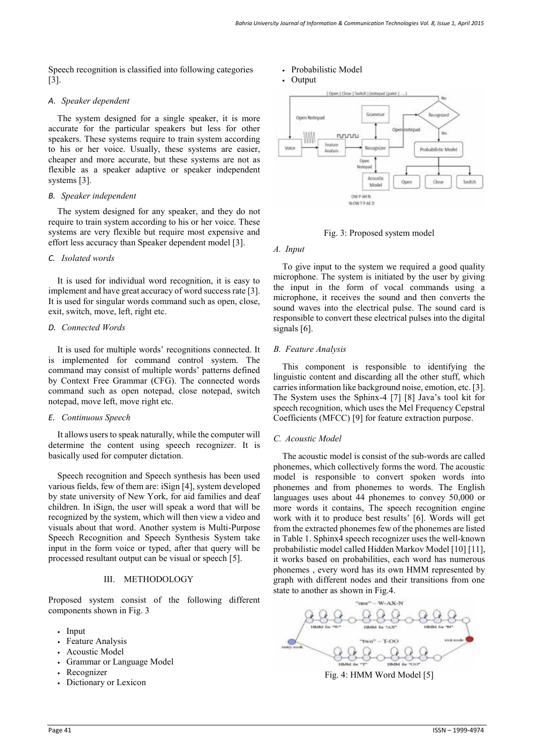Speech recognition is classified into following categories [3].

### *A. Speaker dependent*

The system designed for a single speaker, it is more accurate for the particular speakers but less for other speakers. These systems require to train system according to his or her voice. Usually, these systems are easier, cheaper and more accurate, but these systems are not as flexible as a speaker adaptive or speaker independent systems [3].

### *B. Speaker independent*

The system designed for any speaker, and they do not require to train system according to his or her voice. These systems are very flexible but require most expensive and effort less accuracy than Speaker dependent model [3].

### *C. Isolated words*

It is used for individual word recognition, it is easy to implement and have great accuracy of word success rate [3]. It is used for singular words command such as open, close, exit, switch, move, left, right etc.

### *D. Connected Words*

It is used for multiple words' recognitions connected. It is implemented for command control system. The command may consist of multiple words' patterns defined by Context Free Grammar (CFG). The connected words command such as open notepad, close notepad, switch notepad, move left, move right etc.

### *E. Continuous Speech*

It allows users to speak naturally, while the computer will determine the content using speech recognizer. It is basically used for computer dictation.

Speech recognition and Speech synthesis has been used various fields, few of them are: iSign [4], system developed by state university of New York, for aid families and deaf children. In iSign, the user will speak a word that will be recognized by the system, which will then view a video and visuals about that word. Another system is Multi-Purpose Speech Recognition and Speech Synthesis System take input in the form voice or typed, after that query will be processed resultant output can be visual or speech [5].

## III. METHODOLOGY

Proposed system consist of the following different components shown in Fig. 3

- Input
- Feature Analysis
- Acoustic Model
- Grammar or Language Model
- Recognizer
- Dictionary or Lexicon
- Probabilistic Model
- Output

Fig. 3: Proposed system model

### *A. Input*

To give input to the system we required a good quality microphone. The system is initiated by the user by giving the input in the form of vocal commands using a microphone, it receives the sound and then converts the sound waves into the electrical pulse. The sound card is responsible to convert these electrical pulses into the digital signals [6].

### *B. Feature Analysis*

This component is responsible to identifying the linguistic content and discarding all the other stuff, which carries information like background noise, emotion, etc. [3]. The System uses the Sphinx-4 [7] [8] Java's tool kit for speech recognition, which uses the Mel Frequency Cepstral Coefficients (MFCC) [9] for feature extraction purpose.

### *C. Acoustic Model*

The acoustic model is consist of the sub-words are called phonemes, which collectively forms the word. The acoustic model is responsible to convert spoken words into phonemes and from phonemes to words. The English languages uses about 44 phonemes to convey 50,000 or more words it contains, The speech recognition engine work with it to produce best results' [6]. Words will get from the extracted phonemes few of the phonemes are listed in Table 1. Sphinx4 speech recognizer uses the well-known probabilistic model called Hidden Markov Model [10] [11], it works based on probabilities, each word has numerous phonemes , every word has its own HMM represented by graph with different nodes and their transitions from one state to another as shown in Fig.4.

Fig. 4: HMM Word Model [5]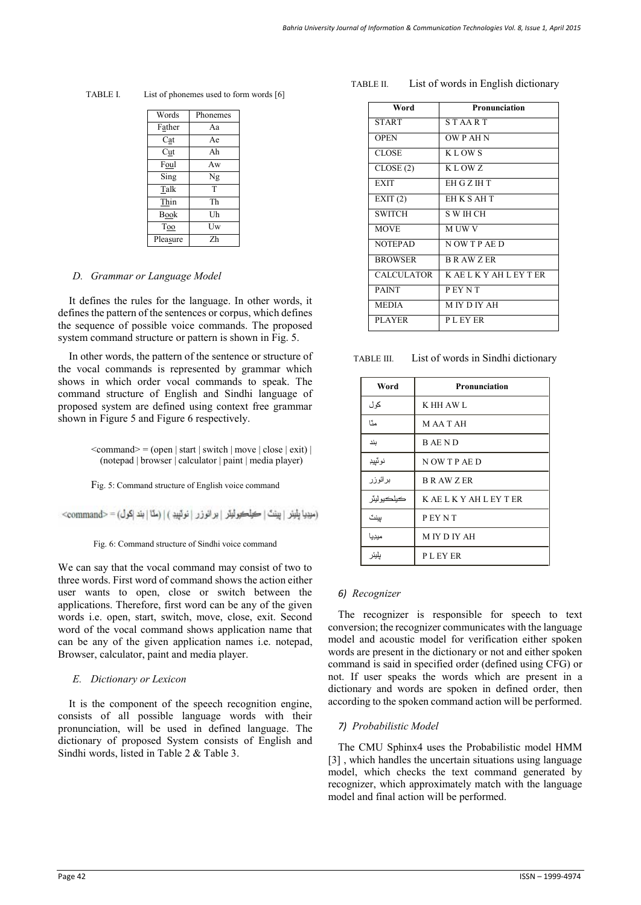TABLE I. List of phonemes used to form words [6]

| Words | Phonemes |
|---|---|
| Father | Aa |
| Cat | Ae |
| Cut | Ah |
| Foul | Aw |
| Sing | Ng |
| Talk | T |
| Thin | Th |
| Book | Uh |
| Too | Uw |
| Pleasure | Zh |

### D. Grammar or Language Model

It defines the rules for the language. In other words, it defines the pattern of the sentences or corpus, which defines the sequence of possible voice commands. The proposed system command structure or pattern is shown in Fig. 5.

In other words, the pattern of the sentence or structure of the vocal commands is represented by grammar which shows in which order vocal commands to speak. The command structure of English and Sindhi language of proposed system are defined using context free grammar shown in Figure 5 and Figure 6 respectively.

<command> = (open | start | switch | move | close | exit) | (notepad | browser | calculator | paint | media player)

Fig. 5: Command structure of English voice command

<command> = (کول | بند | مٽا) | (نوٽپيڊ | برائوزر | ڪيلڪيوليٽر | پينٽ | ميڊيا پليئر)

Fig. 6: Command structure of Sindhi voice command

We can say that the vocal command may consist of two to three words. First word of command shows the action either user wants to open, close or switch between the applications. Therefore, first word can be any of the given words i.e. open, start, switch, move, close, exit. Second word of the vocal command shows application name that can be any of the given applications names i.e. notepad, Browser, calculator, paint and media player.

### E. Dictionary or Lexicon

It is the component of the speech recognition engine, consists of all possible language words with their pronunciation, will be used in defined language. The dictionary of proposed System consists of English and Sindhi words, listed in Table 2 & Table 3.

TABLE II. List of words in English dictionary

| Word | Pronunciation |
|---|---|
| START | S T AA R T |
| OPEN | OW P AH N |
| CLOSE | K L OW S |
| CLOSE (2) | K L OW Z |
| EXIT | EH G Z IH T |
| EXIT (2) | EH K S AH T |
| SWITCH | S W IH CH |
| MOVE | M UW V |
| NOTEPAD | N OW T P AE D |
| BROWSER | B R AW Z ER |
| CALCULATOR | K AE L K Y AH L EY T ER |
| PAINT | P EY N T |
| MEDIA | M IY D IY AH |
| PLAYER | P L EY ER |

TABLE III. List of words in Sindhi dictionary

| Word | Pronunciation |
|---|---|
| کول | K HH AW L |
| مٽا | M AA T AH |
| بند | B AE N D |
| نوٽپيڊ | N OW T P AE D |
| برائوزر | B R AW Z ER |
| ڪيلڪيوليٽر | K AE L K Y AH L EY T ER |
| پينٽ | P EY N T |
| ميڊيا | M IY D IY AH |
| پليئر | P L EY ER |

#### 6) Recognizer

The recognizer is responsible for speech to text conversion; the recognizer communicates with the language model and acoustic model for verification either spoken words are present in the dictionary or not and either spoken command is said in specified order (defined using CFG) or not. If user speaks the words which are present in a dictionary and words are spoken in defined order, then according to the spoken command action will be performed.

#### 7) Probabilistic Model

The CMU Sphinx4 uses the Probabilistic model HMM [3] , which handles the uncertain situations using language model, which checks the text command generated by recognizer, which approximately match with the language model and final action will be performed.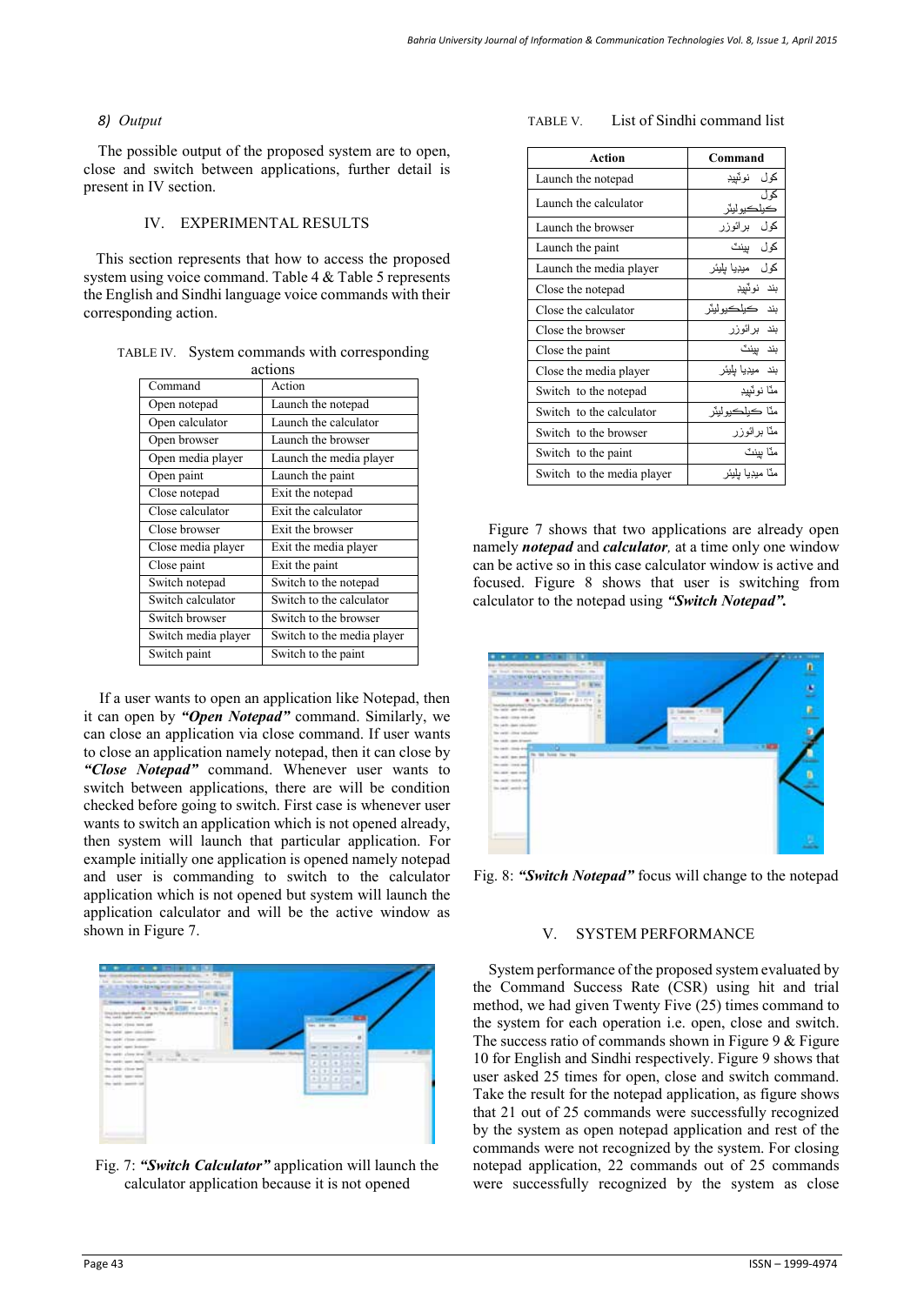*8) Output*

The possible output of the proposed system are to open, close and switch between applications, further detail is present in IV section.

## IV. EXPERIMENTAL RESULTS

This section represents that how to access the proposed system using voice command. Table 4 & Table 5 represents the English and Sindhi language voice commands with their corresponding action.

TABLE IV. System commands with corresponding actions

| Command | Action |
|---|---|
| Open notepad | Launch the notepad |
| Open calculator | Launch the calculator |
| Open browser | Launch the browser |
| Open media player | Launch the media player |
| Open paint | Launch the paint |
| Close notepad | Exit the notepad |
| Close calculator | Exit the calculator |
| Close browser | Exit the browser |
| Close media player | Exit the media player |
| Close paint | Exit the paint |
| Switch notepad | Switch to the notepad |
| Switch calculator | Switch to the calculator |
| Switch browser | Switch to the browser |
| Switch media player | Switch to the media player |
| Switch paint | Switch to the paint |

If a user wants to open an application like Notepad, then it can open by ***"Open Notepad"*** command. Similarly, we can close an application via close command. If user wants to close an application namely notepad, then it can close by ***"Close Notepad"*** command. Whenever user wants to switch between applications, there are will be condition checked before going to switch. First case is whenever user wants to switch an application which is not opened already, then system will launch that particular application. For example initially one application is opened namely notepad and user is commanding to switch to the calculator application which is not opened but system will launch the application calculator and will be the active window as shown in Figure 7.

Fig. 7: ***"Switch Calculator"*** application will launch the calculator application because it is not opened

TABLE V. List of Sindhi command list

| Action | Command |
|---|---|
| Launch the notepad | کول نوٽپيڊ |
| Launch the calculator | کول کيلڪيوليٽر |
| Launch the browser | کول براوزر |
| Launch the paint | کول پينٽ |
| Launch the media player | کول ميڊيا پليئر |
| Close the notepad | بند نوٽپيڊ |
| Close the calculator | بند ڪيلڪيوليٽر |
| Close the browser | بند براوزر |
| Close the paint | بند پينٽ |
| Close the media player | بند ميڊيا پليئر |
| Switch to the notepad | مٽا نوٽپيڊ |
| Switch to the calculator | مٽا ڪيلڪيوليٽر |
| Switch to the browser | مٽا براوزر |
| Switch to the paint | مٽا پينٽ |
| Switch to the media player | مٽا ميڊيا پليئر |

Figure 7 shows that two applications are already open namely ***notepad*** and ***calculator,*** at a time only one window can be active so in this case calculator window is active and focused. Figure 8 shows that user is switching from calculator to the notepad using ***"Switch Notepad".***

Fig. 8: ***"Switch Notepad"*** focus will change to the notepad

## V. SYSTEM PERFORMANCE

System performance of the proposed system evaluated by the Command Success Rate (CSR) using hit and trial method, we had given Twenty Five (25) times command to the system for each operation i.e. open, close and switch. The success ratio of commands shown in Figure 9 & Figure 10 for English and Sindhi respectively. Figure 9 shows that user asked 25 times for open, close and switch command. Take the result for the notepad application, as figure shows that 21 out of 25 commands were successfully recognized by the system as open notepad application and rest of the commands were not recognized by the system. For closing notepad application, 22 commands out of 25 commands were successfully recognized by the system as close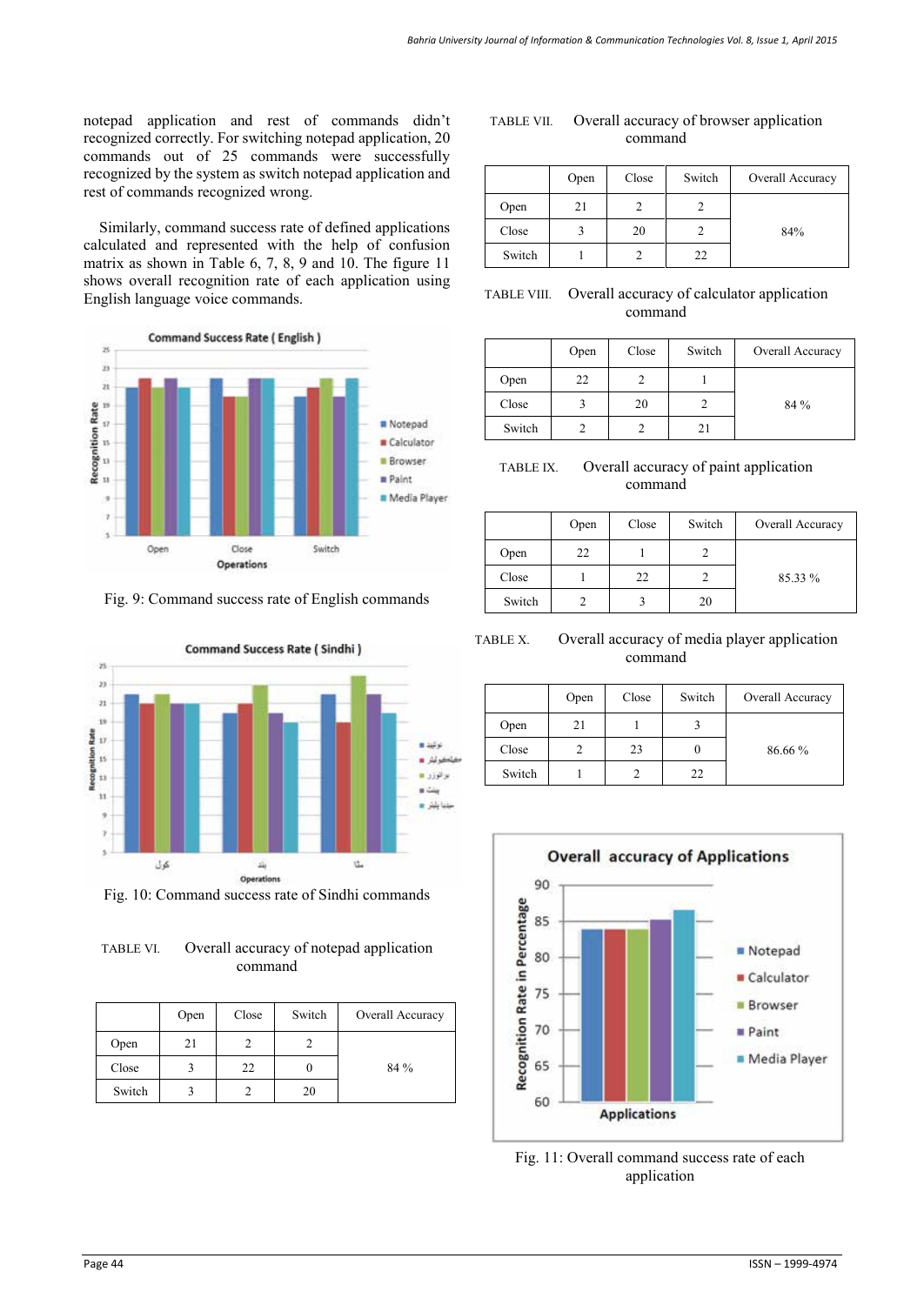notepad application and rest of commands didn't recognized correctly. For switching notepad application, 20 commands out of 25 commands were successfully recognized by the system as switch notepad application and rest of commands recognized wrong.

Similarly, command success rate of defined applications calculated and represented with the help of confusion matrix as shown in Table 6, 7, 8, 9 and 10. The figure 11 shows overall recognition rate of each application using English language voice commands.

Fig. 9: Command success rate of English commands

Fig. 10: Command success rate of Sindhi commands

TABLE VI. Overall accuracy of notepad application command

| | Open | Close | Switch | Overall Accuracy |
|---|---|---|---|---|
| Open | 21 | 2 | 2 | 84 % |
| Close | 3 | 22 | 0 | |
| Switch | 3 | 2 | 20 | |

TABLE VII. Overall accuracy of browser application command

| | Open | Close | Switch | Overall Accuracy |
|---|---|---|---|---|
| Open | 21 | 2 | 2 | 84% |
| Close | 3 | 20 | 2 | |
| Switch | 1 | 2 | 22 | |

TABLE VIII. Overall accuracy of calculator application command

| | Open | Close | Switch | Overall Accuracy |
|---|---|---|---|---|
| Open | 22 | 2 | 1 | 84 % |
| Close | 3 | 20 | 2 | |
| Switch | 2 | 2 | 21 | |

TABLE IX. Overall accuracy of paint application command

| | Open | Close | Switch | Overall Accuracy |
|---|---|---|---|---|
| Open | 22 | 1 | 2 | 85.33 % |
| Close | 1 | 22 | 2 | |
| Switch | 2 | 3 | 20 | |

TABLE X. Overall accuracy of media player application command

| | Open | Close | Switch | Overall Accuracy |
|---|---|---|---|---|
| Open | 21 | 1 | 3 | 86.66 % |
| Close | 2 | 23 | 0 | |
| Switch | 1 | 2 | 22 | |

Fig. 11: Overall command success rate of each application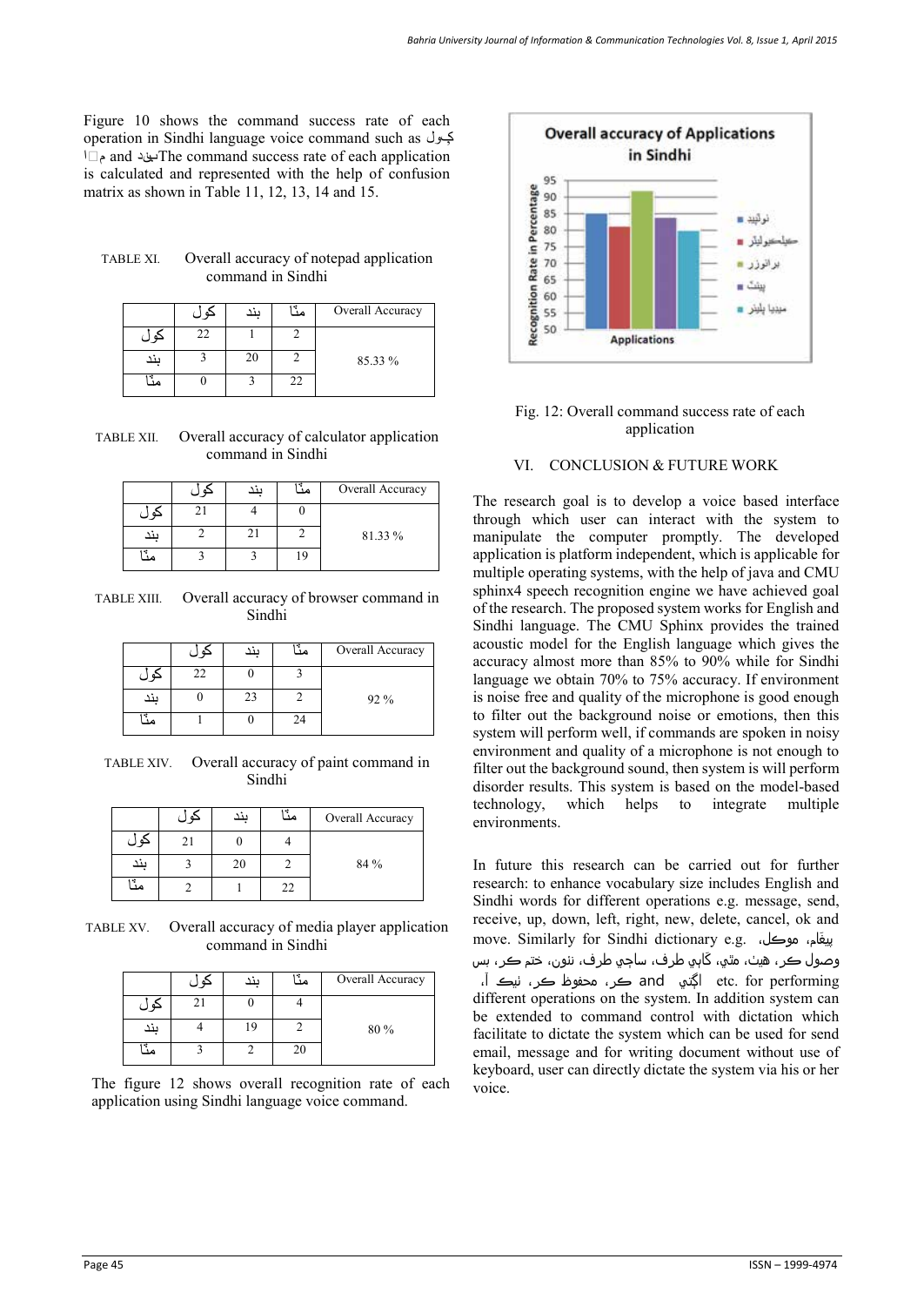Figure 10 shows the command success rate of each operation in Sindhi language voice command such as کول بند and م ٔا. The command success rate of each application is calculated and represented with the help of confusion matrix as shown in Table 11, 12, 13, 14 and 15.

TABLE XI. Overall accuracy of notepad application command in Sindhi

| | کول | بند | مٺا | Overall Accuracy |
|---|---|---|---|---|
| کول | 22 | 1 | 2 | 85.33 % |
| بند | 3 | 20 | 2 | |
| مٺا | 0 | 3 | 22 | |

TABLE XII. Overall accuracy of calculator application command in Sindhi

| | کول | بند | مٺا | Overall Accuracy |
|---|---|---|---|---|
| کول | 21 | 4 | 0 | 81.33 % |
| بند | 2 | 21 | 2 | |
| مٺا | 3 | 3 | 19 | |

TABLE XIII. Overall accuracy of browser command in Sindhi

| | کول | بند | مٺا | Overall Accuracy |
|---|---|---|---|---|
| کول | 22 | 0 | 3 | 92 % |
| بند | 0 | 23 | 2 | |
| مٺا | 1 | 0 | 24 | |

TABLE XIV. Overall accuracy of paint command in Sindhi

| | کول | بند | مٺا | Overall Accuracy |
|---|---|---|---|---|
| کول | 21 | 0 | 4 | 84 % |
| بند | 3 | 20 | 2 | |
| مٺا | 2 | 1 | 22 | |

TABLE XV. Overall accuracy of media player application command in Sindhi

| | کول | بند | مٺا | Overall Accuracy |
|---|---|---|---|---|
| کول | 21 | 0 | 4 | 80 % |
| بند | 4 | 19 | 2 | |
| مٺا | 3 | 2 | 20 | |

The figure 12 shows overall recognition rate of each application using Sindhi language voice command.

Fig. 12: Overall command success rate of each application

## VI. CONCLUSION & FUTURE WORK

The research goal is to develop a voice based interface through which user can interact with the system to manipulate the computer promptly. The developed application is platform independent, which is applicable for multiple operating systems, with the help of java and CMU sphinx4 speech recognition engine we have achieved goal of the research. The proposed system works for English and Sindhi language. The CMU Sphinx provides the trained acoustic model for the English language which gives the accuracy almost more than 85% to 90% while for Sindhi language we obtain 70% to 75% accuracy. If environment is noise free and quality of the microphone is good enough to filter out the background noise or emotions, then this system will perform well, if commands are spoken in noisy environment and quality of a microphone is not enough to filter out the background sound, then system is will perform disorder results. This system is based on the model-based technology, which helps to integrate multiple environments.

In future this research can be carried out for further research: to enhance vocabulary size includes English and Sindhi words for different operations e.g. message, send, receive, up, down, left, right, new, delete, cancel, ok and move. Similarly for Sindhi dictionary e.g. پيغام، موڪل، وصول ڪر، هيٺ، مٿي، ڪابي طرف، ساڄي طرف، نئون، ختم ڪر، بس ڪر، محفوظ ڪر، ٺيڪ آ، and اڳتي etc. for performing different operations on the system. In addition system can be extended to command control with dictation which facilitate to dictate the system which can be used for send email, message and for writing document without use of keyboard, user can directly dictate the system via his or her voice.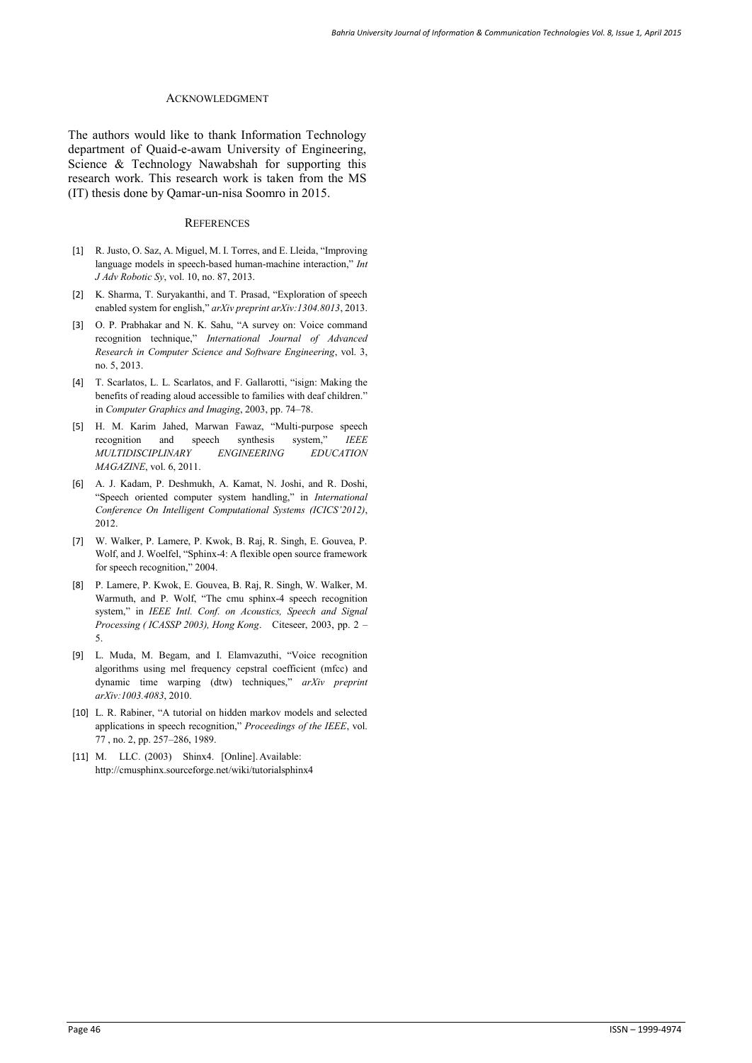## ACKNOWLEDGMENT

The authors would like to thank Information Technology department of Quaid-e-awam University of Engineering, Science & Technology Nawabshah for supporting this research work. This research work is taken from the MS (IT) thesis done by Qamar-un-nisa Soomro in 2015.

## REFERENCES

[1] R. Justo, O. Saz, A. Miguel, M. I. Torres, and E. Lleida, "Improving language models in speech-based human-machine interaction," *Int J Adv Robotic Sy*, vol. 10, no. 87, 2013.

[2] K. Sharma, T. Suryakanthi, and T. Prasad, "Exploration of speech enabled system for english," *arXiv preprint arXiv:1304.8013*, 2013.

[3] O. P. Prabhakar and N. K. Sahu, "A survey on: Voice command recognition technique," *International Journal of Advanced Research in Computer Science and Software Engineering*, vol. 3, no. 5, 2013.

[4] T. Scarlatos, L. L. Scarlatos, and F. Gallarotti, "isign: Making the benefits of reading aloud accessible to families with deaf children." in *Computer Graphics and Imaging*, 2003, pp. 74–78.

[5] H. M. Karim Jahed, Marwan Fawaz, "Multi-purpose speech recognition and speech synthesis system," *IEEE MULTIDISCIPLINARY ENGINEERING EDUCATION MAGAZINE*, vol. 6, 2011.

[6] A. J. Kadam, P. Deshmukh, A. Kamat, N. Joshi, and R. Doshi, "Speech oriented computer system handling," in *International Conference On Intelligent Computational Systems (ICICS'2012)*, 2012.

[7] W. Walker, P. Lamere, P. Kwok, B. Raj, R. Singh, E. Gouvea, P. Wolf, and J. Woelfel, "Sphinx-4: A flexible open source framework for speech recognition," 2004.

[8] P. Lamere, P. Kwok, E. Gouvea, B. Raj, R. Singh, W. Walker, M. Warmuth, and P. Wolf, "The cmu sphinx-4 speech recognition system," in *IEEE Intl. Conf. on Acoustics, Speech and Signal Processing ( ICASSP 2003), Hong Kong*. Citeseer, 2003, pp. 2 – 5.

[9] L. Muda, M. Begam, and I. Elamvazuthi, "Voice recognition algorithms using mel frequency cepstral coefficient (mfcc) and dynamic time warping (dtw) techniques," *arXiv preprint arXiv:1003.4083*, 2010.

[10] L. R. Rabiner, "A tutorial on hidden markov models and selected applications in speech recognition," *Proceedings of the IEEE*, vol. 77 , no. 2, pp. 257–286, 1989.

[11] M. LLC. (2003) Shinx4. [Online]. Available: http://cmusphinx.sourceforge.net/wiki/tutorialsphinx4